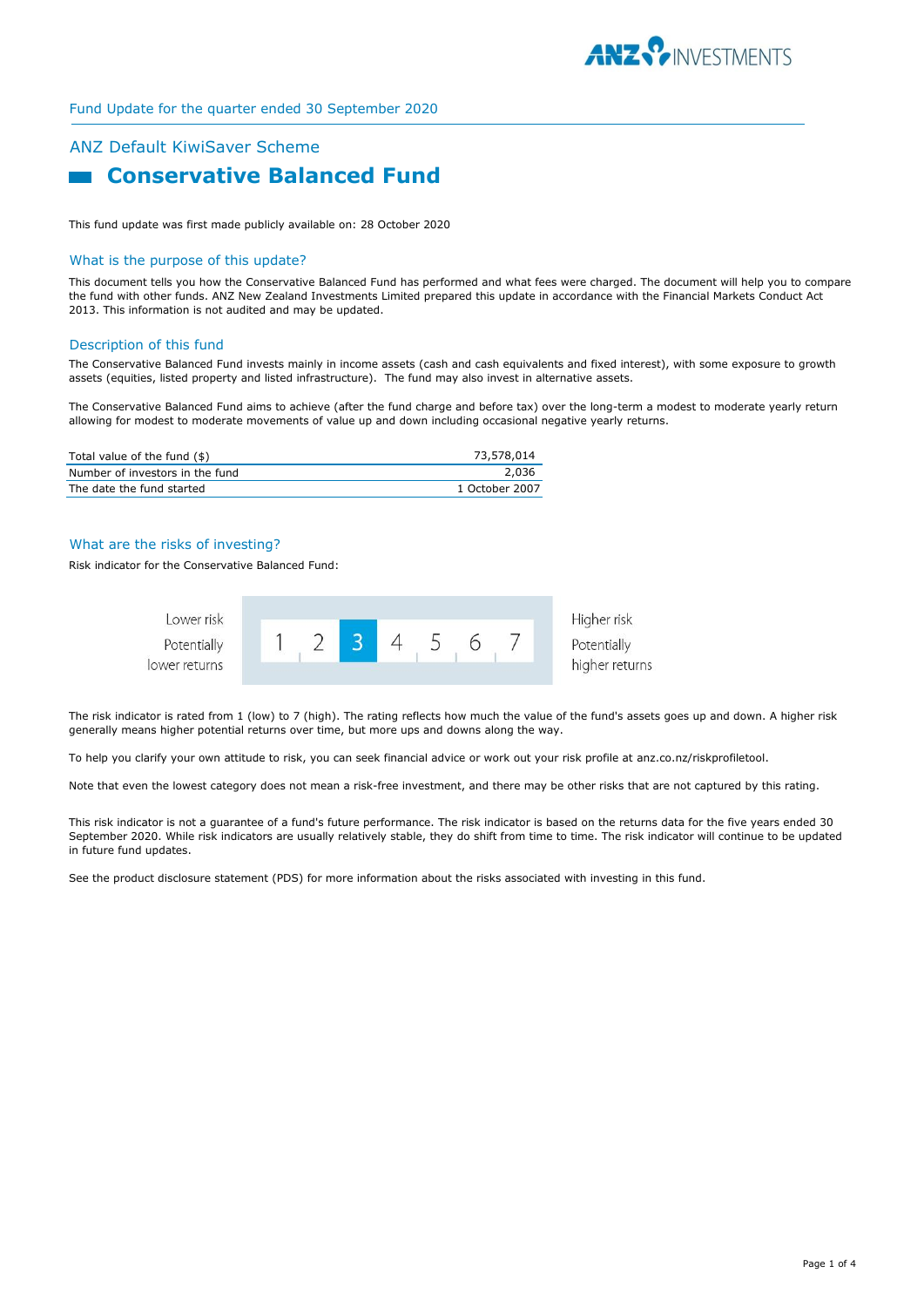Fund Update for the quarter ended 30 September 2020

## ANZ Default KiwiSaver Scheme

# Conservative Balanced Fund

This fund update was first made publicly available on: 28 October 2020

## What is the purpose of this update?

This document tells you how the Conservative Balanced Fund has performed and what fees were charged. The document will help you to compare the fund with other funds. ANZ New Zealand Investments Limited prepared this update in accordance with the Financial Markets Conduct Act 2013. This information is not audited and may be updated.

## Description of this fund

The Conservative Balanced Fund invests mainly in income assets (cash and cash equivalents and fixed interest), with some exposure to growth assets (equities, listed property and listed infrastructure). The fund may also invest in alternative assets.

The Conservative Balanced Fund aims to achieve (after the fund charge and before tax) over the long-term a modest to moderate yearly return allowing for modest to moderate movements of value up and down including occasional negative yearly returns.

| | |
|---|---|
| Total value of the fund ($) | 73,578,014 |
| Number of investors in the fund | 2,036 |
| The date the fund started | 1 October 2007 |

## What are the risks of investing?

Risk indicator for the Conservative Balanced Fund:

| Lower risk<br>Potentially lower returns | 1 | 2 | **3** | 4 | 5 | 6 | 7 | Higher risk<br>Potentially higher returns |
|---|---|---|---|---|---|---|---|---|

The risk indicator is rated from 1 (low) to 7 (high). The rating reflects how much the value of the fund's assets goes up and down. A higher risk generally means higher potential returns over time, but more ups and downs along the way.

To help you clarify your own attitude to risk, you can seek financial advice or work out your risk profile at anz.co.nz/riskprofiletool.

Note that even the lowest category does not mean a risk-free investment, and there may be other risks that are not captured by this rating.

This risk indicator is not a guarantee of a fund's future performance. The risk indicator is based on the returns data for the five years ended 30 September 2020. While risk indicators are usually relatively stable, they do shift from time to time. The risk indicator will continue to be updated in future fund updates.

See the product disclosure statement (PDS) for more information about the risks associated with investing in this fund.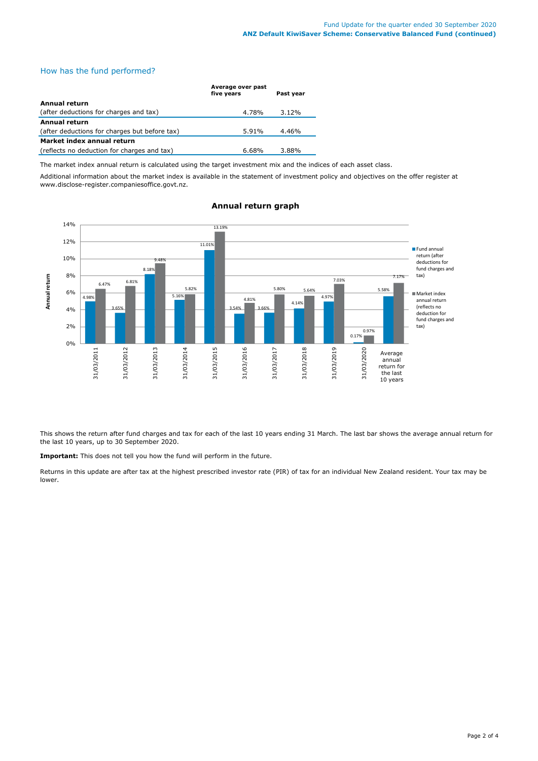## How has the fund performed?

| | Average over past five years | Past year |
|---|---|---|
| **Annual return** | | |
| (after deductions for charges and tax) | 4.78% | 3.12% |
| **Annual return** | | |
| (after deductions for charges but before tax) | 5.91% | 4.46% |
| **Market index annual return** | | |
| (reflects no deduction for charges and tax) | 6.68% | 3.88% |

The market index annual return is calculated using the target investment mix and the indices of each asset class.

Additional information about the market index is available in the statement of investment policy and objectives on the offer register at www.disclose-register.companiesoffice.govt.nz.

### Annual return graph

| | Fund annual return (after deductions for fund charges and tax) | Market index annual return (reflects no deduction for fund charges and tax) |
|---|---|---|
| 31/03/2011 | 4.98% | 6.47% |
| 31/03/2012 | 3.65% | 6.81% |
| 31/03/2013 | 8.18% | 9.48% |
| 31/03/2014 | 5.16% | 5.82% |
| 31/03/2015 | 11.01% | 13.19% |
| 31/03/2016 | 3.54% | 4.81% |
| 31/03/2017 | 3.66% | 5.80% |
| 31/03/2018 | 4.14% | 5.64% |
| 31/03/2019 | 4.97% | 7.03% |
| 31/03/2020 | 0.17% | 0.97% |
| Average annual return for the last 10 years | 5.58% | 7.17% |

This shows the return after fund charges and tax for each of the last 10 years ending 31 March. The last bar shows the average annual return for the last 10 years, up to 30 September 2020.

**Important:** This does not tell you how the fund will perform in the future.

Returns in this update are after tax at the highest prescribed investor rate (PIR) of tax for an individual New Zealand resident. Your tax may be lower.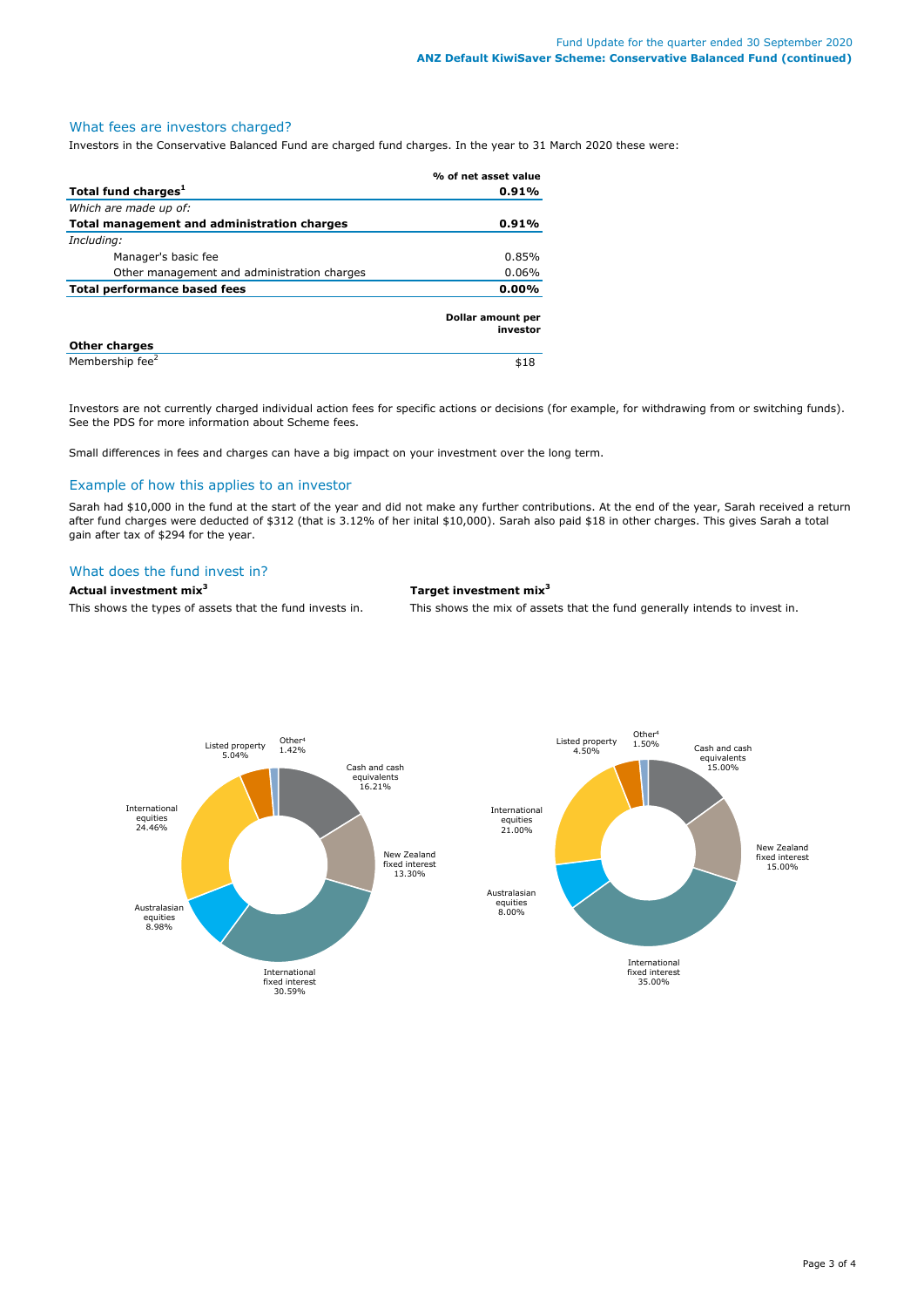## What fees are investors charged?

Investors in the Conservative Balanced Fund are charged fund charges. In the year to 31 March 2020 these were:

| | % of net asset value |
|---|---|
| **Total fund charges[1]** | **0.91%** |
| *Which are made up of:* | |
| **Total management and administration charges** | **0.91%** |
| *Including:* | |
| Manager's basic fee | 0.85% |
| Other management and administration charges | 0.06% |
| **Total performance based fees** | **0.00%** |
| | **Dollar amount per investor** |
| **Other charges** | |
| Membership fee[2] | $18 |

Investors are not currently charged individual action fees for specific actions or decisions (for example, for withdrawing from or switching funds). See the PDS for more information about Scheme fees.

Small differences in fees and charges can have a big impact on your investment over the long term.

## Example of how this applies to an investor

Sarah had $10,000 in the fund at the start of the year and did not make any further contributions. At the end of the year, Sarah received a return after fund charges were deducted of $312 (that is 3.12% of her inital $10,000). Sarah also paid $18 in other charges. This gives Sarah a total gain after tax of $294 for the year.

## What does the fund invest in?

**Actual investment mix[3]**

This shows the types of assets that the fund invests in.

| Asset | Actual |
|---|---|
| Cash and cash equivalents | 16.21% |
| New Zealand fixed interest | 13.30% |
| International fixed interest | 30.59% |
| Australasian equities | 8.98% |
| International equities | 24.46% |
| Listed property | 5.04% |
| Other[4] | 1.42% |

**Target investment mix[3]**

This shows the mix of assets that the fund generally intends to invest in.

| Asset | Target |
|---|---|
| Cash and cash equivalents | 15.00% |
| New Zealand fixed interest | 15.00% |
| International fixed interest | 35.00% |
| Australasian equities | 8.00% |
| International equities | 21.00% |
| Listed property | 4.50% |
| Other[4] | 1.50% |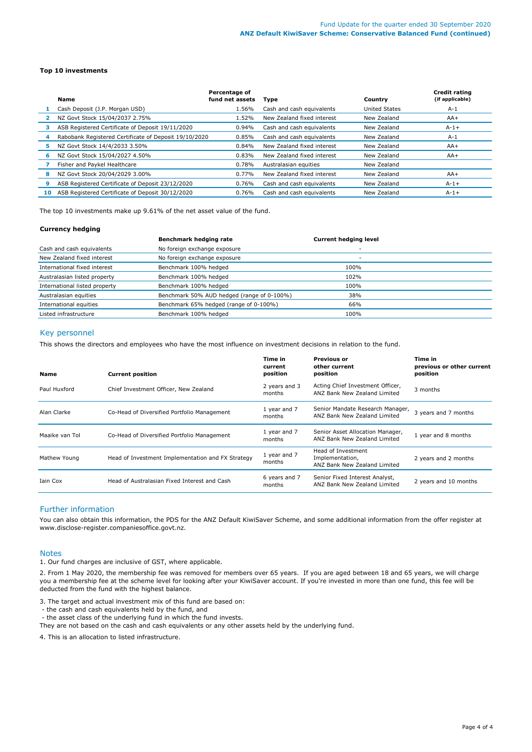### Top 10 investments

| | Name | Percentage of fund net assets | Type | Country | Credit rating (if applicable) |
|---|---|---|---|---|---|
| 1 | Cash Deposit (J.P. Morgan USD) | 1.56% | Cash and cash equivalents | United States | A-1 |
| 2 | NZ Govt Stock 15/04/2037 2.75% | 1.52% | New Zealand fixed interest | New Zealand | AA+ |
| 3 | ASB Registered Certificate of Deposit 19/11/2020 | 0.94% | Cash and cash equivalents | New Zealand | A-1+ |
| 4 | Rabobank Registered Certificate of Deposit 19/10/2020 | 0.85% | Cash and cash equivalents | New Zealand | A-1 |
| 5 | NZ Govt Stock 14/4/2033 3.50% | 0.84% | New Zealand fixed interest | New Zealand | AA+ |
| 6 | NZ Govt Stock 15/04/2027 4.50% | 0.83% | New Zealand fixed interest | New Zealand | AA+ |
| 7 | Fisher and Paykel Healthcare | 0.78% | Australasian equities | New Zealand | |
| 8 | NZ Govt Stock 20/04/2029 3.00% | 0.77% | New Zealand fixed interest | New Zealand | AA+ |
| 9 | ASB Registered Certificate of Deposit 23/12/2020 | 0.76% | Cash and cash equivalents | New Zealand | A-1+ |
| 10 | ASB Registered Certificate of Deposit 30/12/2020 | 0.76% | Cash and cash equivalents | New Zealand | A-1+ |

The top 10 investments make up 9.61% of the net asset value of the fund.

### Currency hedging

| | Benchmark hedging rate | Current hedging level |
|---|---|---|
| Cash and cash equivalents | No foreign exchange exposure | - |
| New Zealand fixed interest | No foreign exchange exposure | - |
| International fixed interest | Benchmark 100% hedged | 100% |
| Australasian listed property | Benchmark 100% hedged | 102% |
| International listed property | Benchmark 100% hedged | 100% |
| Australasian equities | Benchmark 50% AUD hedged (range of 0-100%) | 38% |
| International equities | Benchmark 65% hedged (range of 0-100%) | 66% |
| Listed infrastructure | Benchmark 100% hedged | 100% |

## Key personnel

This shows the directors and employees who have the most influence on investment decisions in relation to the fund.

| Name | Current position | Time in current position | Previous or other current position | Time in previous or other current position |
|---|---|---|---|---|
| Paul Huxford | Chief Investment Officer, New Zealand | 2 years and 3 months | Acting Chief Investment Officer, ANZ Bank New Zealand Limited | 3 months |
| Alan Clarke | Co-Head of Diversified Portfolio Management | 1 year and 7 months | Senior Mandate Research Manager, ANZ Bank New Zealand Limited | 3 years and 7 months |
| Maaike van Tol | Co-Head of Diversified Portfolio Management | 1 year and 7 months | Senior Asset Allocation Manager, ANZ Bank New Zealand Limited | 1 year and 8 months |
| Mathew Young | Head of Investment Implementation and FX Strategy | 1 year and 7 months | Head of Investment Implementation, ANZ Bank New Zealand Limited | 2 years and 2 months |
| Iain Cox | Head of Australasian Fixed Interest and Cash | 6 years and 7 months | Senior Fixed Interest Analyst, ANZ Bank New Zealand Limited | 2 years and 10 months |

## Further information

You can also obtain this information, the PDS for the ANZ Default KiwiSaver Scheme, and some additional information from the offer register at www.disclose-register.companiesoffice.govt.nz.

## Notes

1. Our fund charges are inclusive of GST, where applicable.

2. From 1 May 2020, the membership fee was removed for members over 65 years. If you are aged between 18 and 65 years, we will charge you a membership fee at the scheme level for looking after your KiwiSaver account. If you're invested in more than one fund, this fee will be deducted from the fund with the highest balance.

3. The target and actual investment mix of this fund are based on:
 - the cash and cash equivalents held by the fund, and
 - the asset class of the underlying fund in which the fund invests.

They are not based on the cash and cash equivalents or any other assets held by the underlying fund.

4. This is an allocation to listed infrastructure.